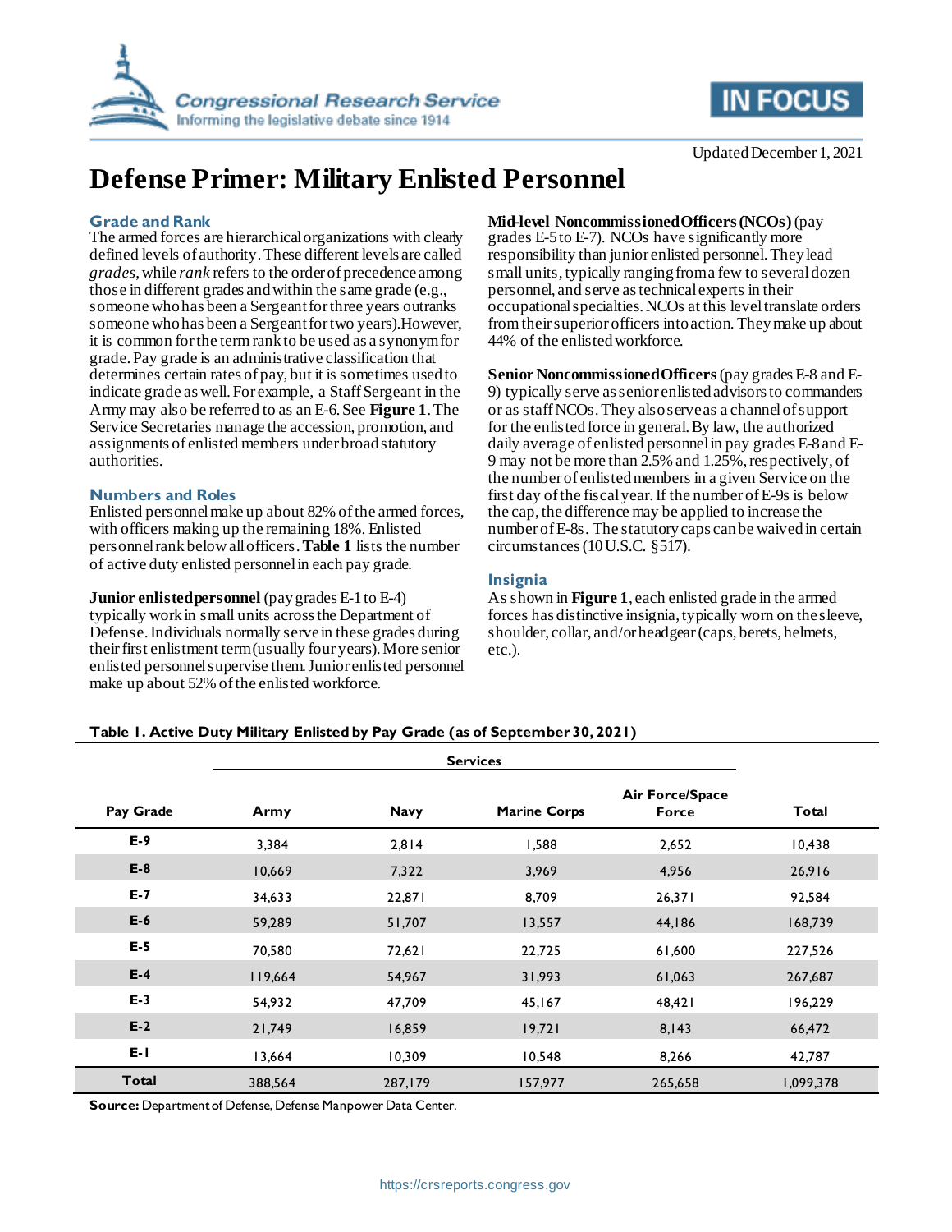Updated December 1, 2021

# Defense Primer: Military Enlisted Personnel

## Grade and Rank

The armed forces are hierarchical organizations with clearly defined levels of authority. These different levels are called *grades*, while *rank* refers to the order of precedence among those in different grades and within the same grade (e.g., someone who has been a Sergeant for three years outranks someone who has been a Sergeant for two years). However, it is common for the term rank to be used as a synonym for grade. Pay grade is an administrative classification that determines certain rates of pay, but it is sometimes used to indicate grade as well. For example, a Staff Sergeant in the Army may also be referred to as an E-6. See **Figure 1**. The Service Secretaries manage the accession, promotion, and assignments of enlisted members under broad statutory authorities.

## Numbers and Roles

Enlisted personnel make up about 82% of the armed forces, with officers making up the remaining 18%. Enlisted personnel rank below all officers. **Table 1** lists the number of active duty enlisted personnel in each pay grade.

**Junior enlisted personnel** (pay grades E-1 to E-4) typically work in small units across the Department of Defense. Individuals normally serve in these grades during their first enlistment term (usually four years). More senior enlisted personnel supervise them. Junior enlisted personnel make up about 52% of the enlisted workforce.

**Mid-level Noncommissioned Officers (NCOs)** (pay grades E-5 to E-7). NCOs have significantly more responsibility than junior enlisted personnel. They lead small units, typically ranging from a few to several dozen personnel, and serve as technical experts in their occupational specialties. NCOs at this level translate orders from their superior officers into action. They make up about 44% of the enlisted workforce.

**Senior Noncommissioned Officers** (pay grades E-8 and E-9) typically serve as senior enlisted advisors to commanders or as staff NCOs. They also serve as a channel of support for the enlisted force in general. By law, the authorized daily average of enlisted personnel in pay grades E-8 and E-9 may not be more than 2.5% and 1.25%, respectively, of the number of enlisted members in a given Service on the first day of the fiscal year. If the number of E-9s is below the cap, the difference may be applied to increase the number of E-8s. The statutory caps can be waived in certain circumstances (10 U.S.C. §517).

## Insignia

As shown in **Figure 1**, each enlisted grade in the armed forces has distinctive insignia, typically worn on the sleeve, shoulder, collar, and/or headgear (caps, berets, helmets, etc.).

**Table 1. Active Duty Military Enlisted by Pay Grade (as of September 30, 2021)**

| | Services | | | | |
|---|---|---|---|---|---|
| **Pay Grade** | **Army** | **Navy** | **Marine Corps** | **Air Force/Space Force** | **Total** |
| **E-9** | 3,384 | 2,814 | 1,588 | 2,652 | 10,438 |
| **E-8** | 10,669 | 7,322 | 3,969 | 4,956 | 26,916 |
| **E-7** | 34,633 | 22,871 | 8,709 | 26,371 | 92,584 |
| **E-6** | 59,289 | 51,707 | 13,557 | 44,186 | 168,739 |
| **E-5** | 70,580 | 72,621 | 22,725 | 61,600 | 227,526 |
| **E-4** | 119,664 | 54,967 | 31,993 | 61,063 | 267,687 |
| **E-3** | 54,932 | 47,709 | 45,167 | 48,421 | 196,229 |
| **E-2** | 21,749 | 16,859 | 19,721 | 8,143 | 66,472 |
| **E-1** | 13,664 | 10,309 | 10,548 | 8,266 | 42,787 |
| **Total** | 388,564 | 287,179 | 157,977 | 265,658 | 1,099,378 |

**Source:** Department of Defense, Defense Manpower Data Center.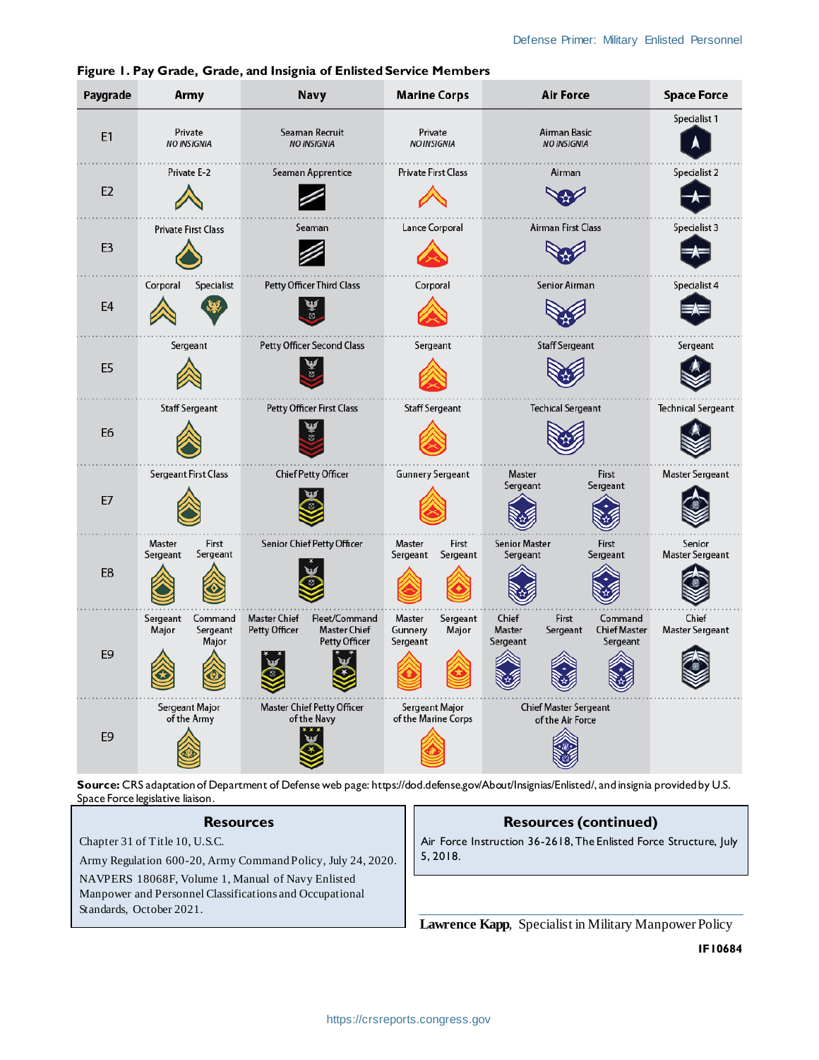**Figure 1. Pay Grade, Grade, and Insignia of Enlisted Service Members**

| Paygrade | Army | Navy | Marine Corps | Air Force | Space Force |
|---|---|---|---|---|---|
| E1 | Private *NO INSIGNIA* | Seaman Recruit *NO INSIGNIA* | Private *NO INSIGNIA* | Airman Basic *NO INSIGNIA* | Specialist 1 |
| E2 | Private E-2 | Seaman Apprentice | Private First Class | Airman | Specialist 2 |
| E3 | Private First Class | Seaman | Lance Corporal | Airman First Class | Specialist 3 |
| E4 | Corporal; Specialist | Petty Officer Third Class | Corporal | Senior Airman | Specialist 4 |
| E5 | Sergeant | Petty Officer Second Class | Sergeant | Staff Sergeant | Sergeant |
| E6 | Staff Sergeant | Petty Officer First Class | Staff Sergeant | Techical Sergeant | Technical Sergeant |
| E7 | Sergeant First Class | Chief Petty Officer | Gunnery Sergeant | Master Sergeant; First Sergeant | Master Sergeant |
| E8 | Master Sergeant; First Sergeant | Senior Chief Petty Officer | Master Sergeant; First Sergeant | Senior Master Sergeant; First Sergeant | Senior Master Sergeant |
| E9 | Sergeant Major; Command Sergeant Major | Master Chief Petty Officer; Fleet/Command Master Chief Petty Officer | Master Gunnery Sergeant; Sergeant Major | Chief Master Sergeant; First Sergeant; Command Chief Master Sergeant | Chief Master Sergeant |
| E9 | Sergeant Major of the Army | Master Chief Petty Officer of the Navy | Sergeant Major of the Marine Corps | Chief Master Sergeant of the Air Force | |

**Source:** CRS adaptation of Department of Defense web page: https://dod.defense.gov/About/Insignias/Enlisted/, and insignia provided by U.S. Space Force legislative liaison.

## Resources

Chapter 31 of Title 10, U.S.C.

Army Regulation 600-20, Army Command Policy, July 24, 2020.

NAVPERS 18068F, Volume 1, Manual of Navy Enlisted Manpower and Personnel Classifications and Occupational Standards, October 2021.

## Resources (continued)

Air Force Instruction 36-2618, The Enlisted Force Structure, July 5, 2018.

**Lawrence Kapp**, Specialist in Military Manpower Policy

**IF10684**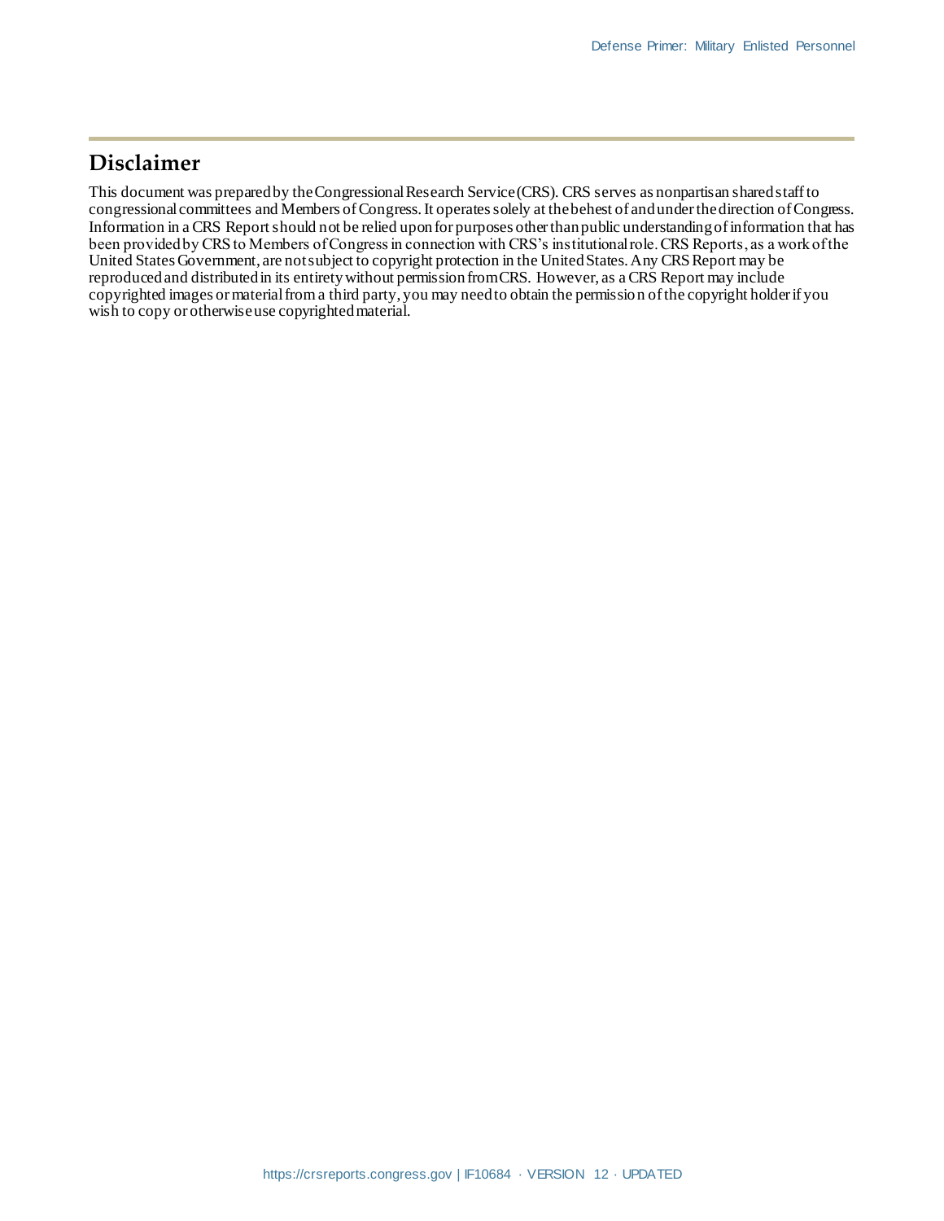## Disclaimer

This document was prepared by the Congressional Research Service (CRS). CRS serves as nonpartisan shared staff to congressional committees and Members of Congress. It operates solely at the behest of and under the direction of Congress. Information in a CRS Report should not be relied upon for purposes other than public understanding of information that has been provided by CRS to Members of Congress in connection with CRS's institutional role. CRS Reports, as a work of the United States Government, are not subject to copyright protection in the United States. Any CRS Report may be reproduced and distributed in its entirety without permission from CRS. However, as a CRS Report may include copyrighted images or material from a third party, you may need to obtain the permission of the copyright holder if you wish to copy or otherwise use copyrighted material.